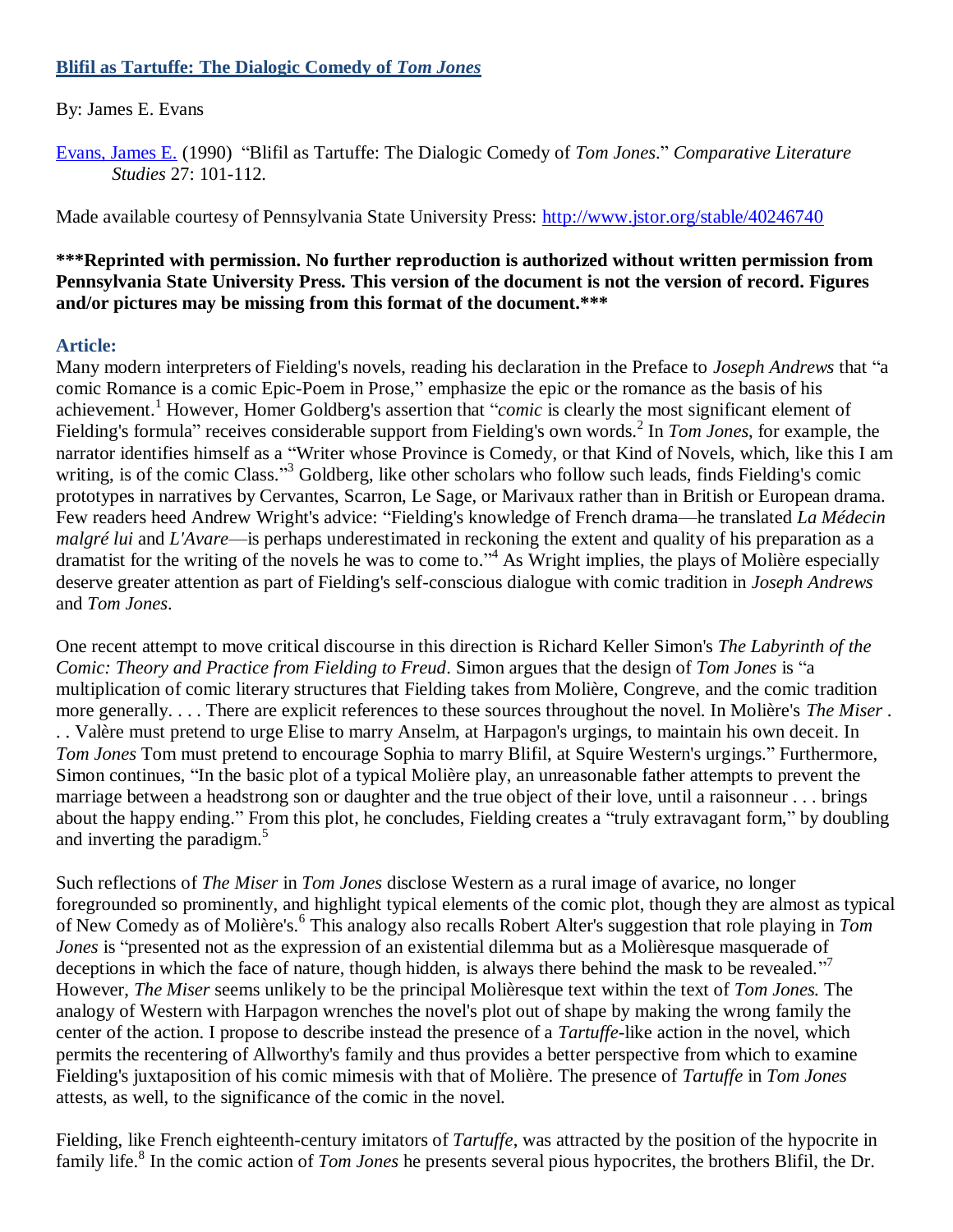## **Blifil as Tartuffe: The Dialogic Comedy of *Tom Jones***

By: James E. Evans

Evans, James E. (1990) "Blifil as Tartuffe: The Dialogic Comedy of *Tom Jones*." *Comparative Literature Studies* 27: 101-112.

Made available courtesy of Pennsylvania State University Press: http://www.jstor.org/stable/40246740

**\*\*\*Reprinted with permission. No further reproduction is authorized without written permission from Pennsylvania State University Press. This version of the document is not the version of record. Figures and/or pictures may be missing from this format of the document.\*\*\***

### Article:

Many modern interpreters of Fielding's novels, reading his declaration in the Preface to *Joseph Andrews* that "a comic Romance is a comic Epic-Poem in Prose," emphasize the epic or the romance as the basis of his achievement.[1] However, Homer Goldberg's assertion that "*comic* is clearly the most significant element of Fielding's formula" receives considerable support from Fielding's own words.[2] In *Tom Jones*, for example, the narrator identifies himself as a "Writer whose Province is Comedy, or that Kind of Novels, which, like this I am writing, is of the comic Class."[3] Goldberg, like other scholars who follow such leads, finds Fielding's comic prototypes in narratives by Cervantes, Scarron, Le Sage, or Marivaux rather than in British or European drama. Few readers heed Andrew Wright's advice: "Fielding's knowledge of French drama—he translated *La Médecin malgré lui* and *L'Avare*—is perhaps underestimated in reckoning the extent and quality of his preparation as a dramatist for the writing of the novels he was to come to."[4] As Wright implies, the plays of Molière especially deserve greater attention as part of Fielding's self-conscious dialogue with comic tradition in *Joseph Andrews* and *Tom Jones*.

One recent attempt to move critical discourse in this direction is Richard Keller Simon's *The Labyrinth of the Comic: Theory and Practice from Fielding to Freud*. Simon argues that the design of *Tom Jones* is "a multiplication of comic literary structures that Fielding takes from Molière, Congreve, and the comic tradition more generally. . . . There are explicit references to these sources throughout the novel. In Molière's *The Miser* . . . Valère must pretend to urge Elise to marry Anselm, at Harpagon's urgings, to maintain his own deceit. In *Tom Jones* Tom must pretend to encourage Sophia to marry Blifil, at Squire Western's urgings." Furthermore, Simon continues, "In the basic plot of a typical Molière play, an unreasonable father attempts to prevent the marriage between a headstrong son or daughter and the true object of their love, until a raisonneur . . . brings about the happy ending." From this plot, he concludes, Fielding creates a "truly extravagant form," by doubling and inverting the paradigm.[5]

Such reflections of *The Miser* in *Tom Jones* disclose Western as a rural image of avarice, no longer foregrounded so prominently, and highlight typical elements of the comic plot, though they are almost as typical of New Comedy as of Molière's.[6] This analogy also recalls Robert Alter's suggestion that role playing in *Tom Jones* is "presented not as the expression of an existential dilemma but as a Molièresque masquerade of deceptions in which the face of nature, though hidden, is always there behind the mask to be revealed."[7] However, *The Miser* seems unlikely to be the principal Molièresque text within the text of *Tom Jones.* The analogy of Western with Harpagon wrenches the novel's plot out of shape by making the wrong family the center of the action. I propose to describe instead the presence of a *Tartuffe*-like action in the novel, which permits the recentering of Allworthy's family and thus provides a better perspective from which to examine Fielding's juxtaposition of his comic mimesis with that of Molière. The presence of *Tartuffe* in *Tom Jones* attests, as well, to the significance of the comic in the novel.

Fielding, like French eighteenth-century imitators of *Tartuffe*, was attracted by the position of the hypocrite in family life.[8] In the comic action of *Tom Jones* he presents several pious hypocrites, the brothers Blifil, the Dr.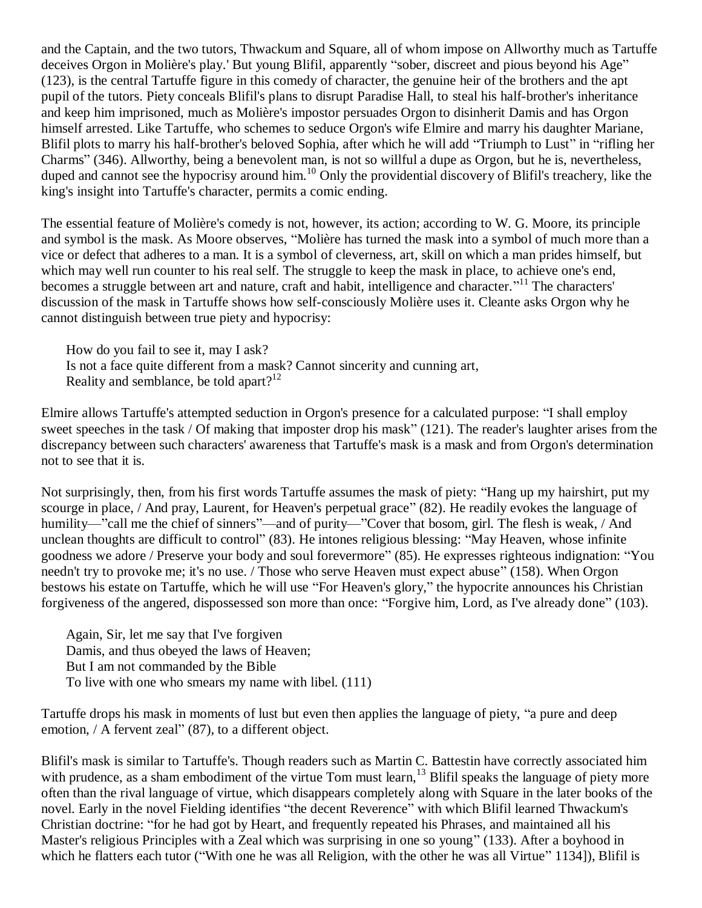and the Captain, and the two tutors, Thwackum and Square, all of whom impose on Allworthy much as Tartuffe deceives Orgon in Molière's play.' But young Blifil, apparently “sober, discreet and pious beyond his Age” (123), is the central Tartuffe figure in this comedy of character, the genuine heir of the brothers and the apt pupil of the tutors. Piety conceals Blifil's plans to disrupt Paradise Hall, to steal his half-brother's inheritance and keep him imprisoned, much as Molière's impostor persuades Orgon to disinherit Damis and has Orgon himself arrested. Like Tartuffe, who schemes to seduce Orgon's wife Elmire and marry his daughter Mariane, Blifil plots to marry his half-brother's beloved Sophia, after which he will add “Triumph to Lust” in “rifling her Charms” (346). Allworthy, being a benevolent man, is not so willful a dupe as Orgon, but he is, nevertheless, duped and cannot see the hypocrisy around him.[10] Only the providential discovery of Blifil's treachery, like the king's insight into Tartuffe's character, permits a comic ending.

The essential feature of Molière's comedy is not, however, its action; according to W. G. Moore, its principle and symbol is the mask. As Moore observes, “Molière has turned the mask into a symbol of much more than a vice or defect that adheres to a man. It is a symbol of cleverness, art, skill on which a man prides himself, but which may well run counter to his real self. The struggle to keep the mask in place, to achieve one's end, becomes a struggle between art and nature, craft and habit, intelligence and character.”[11] The characters' discussion of the mask in Tartuffe shows how self-consciously Molière uses it. Cleante asks Orgon why he cannot distinguish between true piety and hypocrisy:

> How do you fail to see it, may I ask?
> Is not a face quite different from a mask? Cannot sincerity and cunning art,
> Reality and semblance, be told apart?[12]

Elmire allows Tartuffe's attempted seduction in Orgon's presence for a calculated purpose: “I shall employ sweet speeches in the task / Of making that imposter drop his mask” (121). The reader's laughter arises from the discrepancy between such characters' awareness that Tartuffe's mask is a mask and from Orgon's determination not to see that it is.

Not surprisingly, then, from his first words Tartuffe assumes the mask of piety: “Hang up my hairshirt, put my scourge in place, / And pray, Laurent, for Heaven's perpetual grace” (82). He readily evokes the language of humility—”call me the chief of sinners”—and of purity—”Cover that bosom, girl. The flesh is weak, / And unclean thoughts are difficult to control” (83). He intones religious blessing: “May Heaven, whose infinite goodness we adore / Preserve your body and soul forevermore” (85). He expresses righteous indignation: “You needn't try to provoke me; it's no use. / Those who serve Heaven must expect abuse” (158). When Orgon bestows his estate on Tartuffe, which he will use “For Heaven's glory,” the hypocrite announces his Christian forgiveness of the angered, dispossessed son more than once: “Forgive him, Lord, as I've already done” (103).

> Again, Sir, let me say that I've forgiven
> Damis, and thus obeyed the laws of Heaven;
> But I am not commanded by the Bible
> To live with one who smears my name with libel. (111)

Tartuffe drops his mask in moments of lust but even then applies the language of piety, “a pure and deep emotion, / A fervent zeal” (87), to a different object.

Blifil's mask is similar to Tartuffe's. Though readers such as Martin C. Battestin have correctly associated him with prudence, as a sham embodiment of the virtue Tom must learn,[13] Blifil speaks the language of piety more often than the rival language of virtue, which disappears completely along with Square in the later books of the novel. Early in the novel Fielding identifies “the decent Reverence” with which Blifil learned Thwackum's Christian doctrine: “for he had got by Heart, and frequently repeated his Phrases, and maintained all his Master's religious Principles with a Zeal which was surprising in one so young” (133). After a boyhood in which he flatters each tutor (“With one he was all Religion, with the other he was all Virtue” 1134]), Blifil is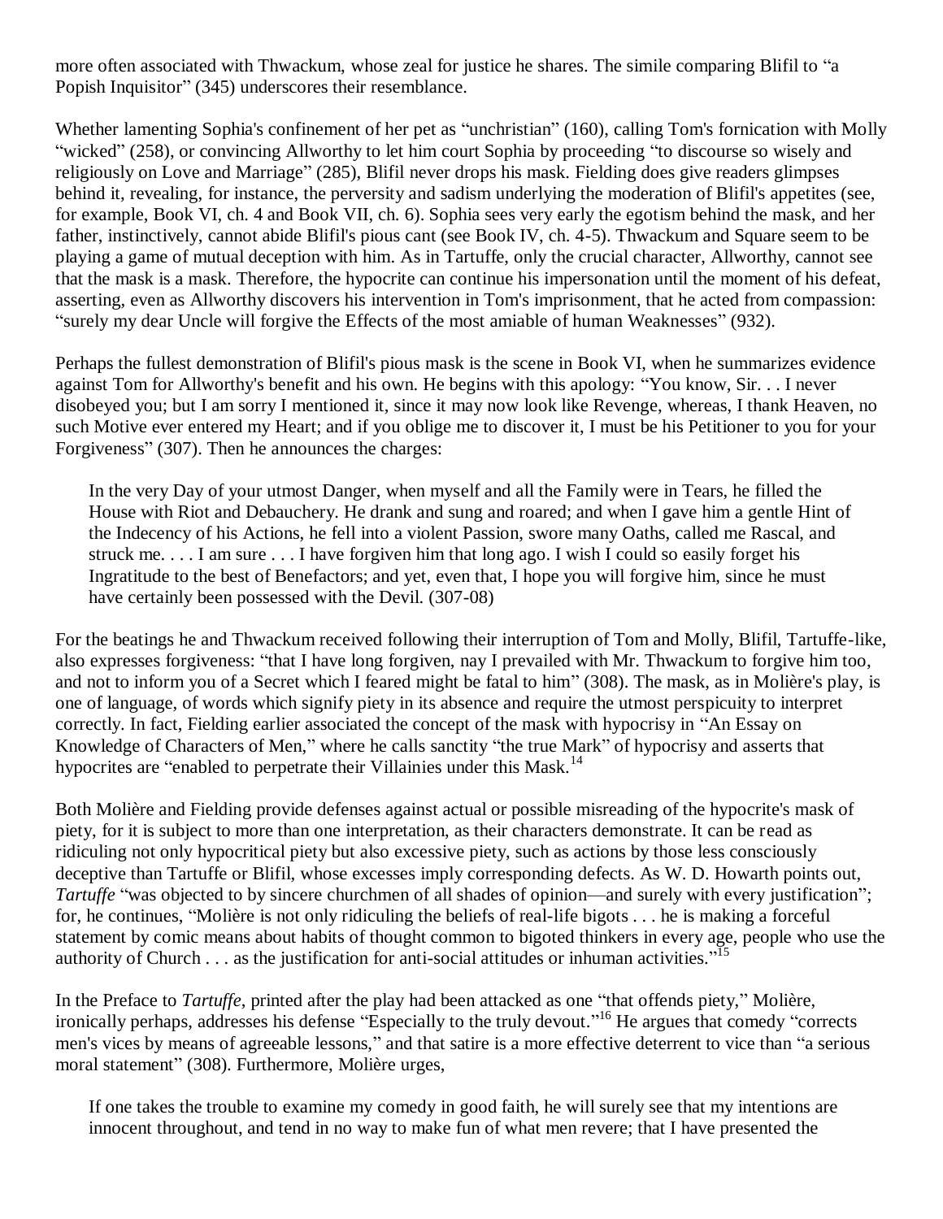more often associated with Thwackum, whose zeal for justice he shares. The simile comparing Blifil to "a Popish Inquisitor" (345) underscores their resemblance.

Whether lamenting Sophia's confinement of her pet as "unchristian" (160), calling Tom's fornication with Molly "wicked" (258), or convincing Allworthy to let him court Sophia by proceeding "to discourse so wisely and religiously on Love and Marriage" (285), Blifil never drops his mask. Fielding does give readers glimpses behind it, revealing, for instance, the perversity and sadism underlying the moderation of Blifil's appetites (see, for example, Book VI, ch. 4 and Book VII, ch. 6). Sophia sees very early the egotism behind the mask, and her father, instinctively, cannot abide Blifil's pious cant (see Book IV, ch. 4-5). Thwackum and Square seem to be playing a game of mutual deception with him. As in Tartuffe, only the crucial character, Allworthy, cannot see that the mask is a mask. Therefore, the hypocrite can continue his impersonation until the moment of his defeat, asserting, even as Allworthy discovers his intervention in Tom's imprisonment, that he acted from compassion: "surely my dear Uncle will forgive the Effects of the most amiable of human Weaknesses" (932).

Perhaps the fullest demonstration of Blifil's pious mask is the scene in Book VI, when he summarizes evidence against Tom for Allworthy's benefit and his own. He begins with this apology: "You know, Sir. . . I never disobeyed you; but I am sorry I mentioned it, since it may now look like Revenge, whereas, I thank Heaven, no such Motive ever entered my Heart; and if you oblige me to discover it, I must be his Petitioner to you for your Forgiveness" (307). Then he announces the charges:

> In the very Day of your utmost Danger, when myself and all the Family were in Tears, he filled the House with Riot and Debauchery. He drank and sung and roared; and when I gave him a gentle Hint of the Indecency of his Actions, he fell into a violent Passion, swore many Oaths, called me Rascal, and struck me. . . . I am sure . . . I have forgiven him that long ago. I wish I could so easily forget his Ingratitude to the best of Benefactors; and yet, even that, I hope you will forgive him, since he must have certainly been possessed with the Devil. (307-08)

For the beatings he and Thwackum received following their interruption of Tom and Molly, Blifil, Tartuffe-like, also expresses forgiveness: "that I have long forgiven, nay I prevailed with Mr. Thwackum to forgive him too, and not to inform you of a Secret which I feared might be fatal to him" (308). The mask, as in Molière's play, is one of language, of words which signify piety in its absence and require the utmost perspicuity to interpret correctly. In fact, Fielding earlier associated the concept of the mask with hypocrisy in "An Essay on Knowledge of Characters of Men," where he calls sanctity "the true Mark" of hypocrisy and asserts that hypocrites are "enabled to perpetrate their Villainies under this Mask.[14]

Both Molière and Fielding provide defenses against actual or possible misreading of the hypocrite's mask of piety, for it is subject to more than one interpretation, as their characters demonstrate. It can be read as ridiculing not only hypocritical piety but also excessive piety, such as actions by those less consciously deceptive than Tartuffe or Blifil, whose excesses imply corresponding defects. As W. D. Howarth points out, *Tartuffe* "was objected to by sincere churchmen of all shades of opinion—and surely with every justification"; for, he continues, "Molière is not only ridiculing the beliefs of real-life bigots . . . he is making a forceful statement by comic means about habits of thought common to bigoted thinkers in every age, people who use the authority of Church . . . as the justification for anti-social attitudes or inhuman activities."[15]

In the Preface to *Tartuffe*, printed after the play had been attacked as one "that offends piety," Molière, ironically perhaps, addresses his defense "Especially to the truly devout."[16] He argues that comedy "corrects men's vices by means of agreeable lessons," and that satire is a more effective deterrent to vice than "a serious moral statement" (308). Furthermore, Molière urges,

> If one takes the trouble to examine my comedy in good faith, he will surely see that my intentions are innocent throughout, and tend in no way to make fun of what men revere; that I have presented the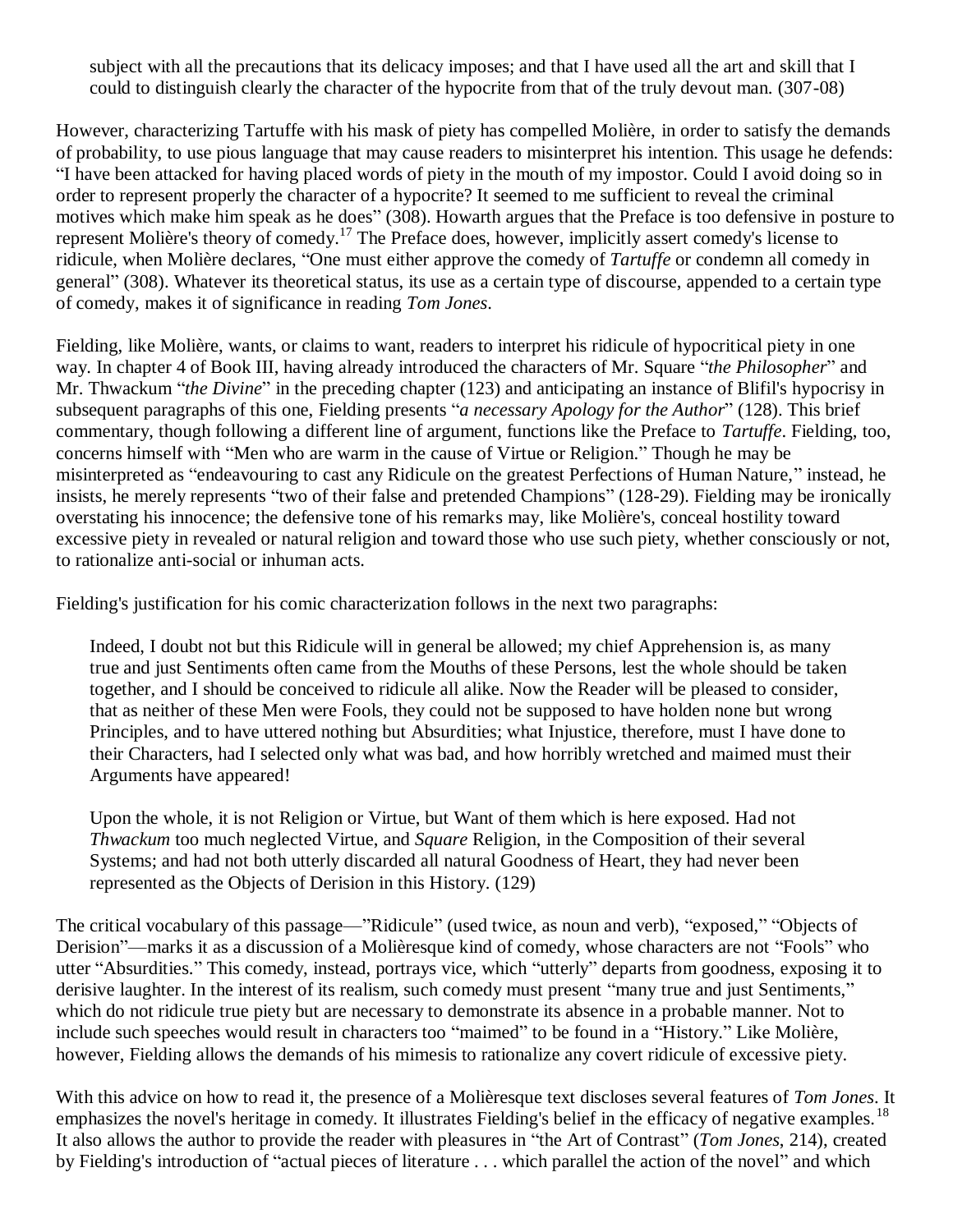> subject with all the precautions that its delicacy imposes; and that I have used all the art and skill that I could to distinguish clearly the character of the hypocrite from that of the truly devout man. (307-08)

However, characterizing Tartuffe with his mask of piety has compelled Molière, in order to satisfy the demands of probability, to use pious language that may cause readers to misinterpret his intention. This usage he defends: "I have been attacked for having placed words of piety in the mouth of my impostor. Could I avoid doing so in order to represent properly the character of a hypocrite? It seemed to me sufficient to reveal the criminal motives which make him speak as he does" (308). Howarth argues that the Preface is too defensive in posture to represent Molière's theory of comedy.[17] The Preface does, however, implicitly assert comedy's license to ridicule, when Molière declares, "One must either approve the comedy of *Tartuffe* or condemn all comedy in general" (308). Whatever its theoretical status, its use as a certain type of discourse, appended to a certain type of comedy, makes it of significance in reading *Tom Jones*.

Fielding, like Molière, wants, or claims to want, readers to interpret his ridicule of hypocritical piety in one way. In chapter 4 of Book III, having already introduced the characters of Mr. Square "*the Philosopher*" and Mr. Thwackum "*the Divine*" in the preceding chapter (123) and anticipating an instance of Blifil's hypocrisy in subsequent paragraphs of this one, Fielding presents "*a necessary Apology for the Author*" (128). This brief commentary, though following a different line of argument, functions like the Preface to *Tartuffe*. Fielding, too, concerns himself with "Men who are warm in the cause of Virtue or Religion." Though he may be misinterpreted as "endeavouring to cast any Ridicule on the greatest Perfections of Human Nature," instead, he insists, he merely represents "two of their false and pretended Champions" (128-29). Fielding may be ironically overstating his innocence; the defensive tone of his remarks may, like Molière's, conceal hostility toward excessive piety in revealed or natural religion and toward those who use such piety, whether consciously or not, to rationalize anti-social or inhuman acts.

Fielding's justification for his comic characterization follows in the next two paragraphs:

> Indeed, I doubt not but this Ridicule will in general be allowed; my chief Apprehension is, as many true and just Sentiments often came from the Mouths of these Persons, lest the whole should be taken together, and I should be conceived to ridicule all alike. Now the Reader will be pleased to consider, that as neither of these Men were Fools, they could not be supposed to have holden none but wrong Principles, and to have uttered nothing but Absurdities; what Injustice, therefore, must I have done to their Characters, had I selected only what was bad, and how horribly wretched and maimed must their Arguments have appeared!
>
> Upon the whole, it is not Religion or Virtue, but Want of them which is here exposed. Had not *Thwackum* too much neglected Virtue, and *Square* Religion, in the Composition of their several Systems; and had not both utterly discarded all natural Goodness of Heart, they had never been represented as the Objects of Derision in this History. (129)

The critical vocabulary of this passage—"Ridicule" (used twice, as noun and verb), "exposed," "Objects of Derision"—marks it as a discussion of a Molièresque kind of comedy, whose characters are not "Fools" who utter "Absurdities." This comedy, instead, portrays vice, which "utterly" departs from goodness, exposing it to derisive laughter. In the interest of its realism, such comedy must present "many true and just Sentiments," which do not ridicule true piety but are necessary to demonstrate its absence in a probable manner. Not to include such speeches would result in characters too "maimed" to be found in a "History." Like Molière, however, Fielding allows the demands of his mimesis to rationalize any covert ridicule of excessive piety.

With this advice on how to read it, the presence of a Molièresque text discloses several features of *Tom Jones*. It emphasizes the novel's heritage in comedy. It illustrates Fielding's belief in the efficacy of negative examples.[18] It also allows the author to provide the reader with pleasures in "the Art of Contrast" (*Tom Jones*, 214), created by Fielding's introduction of "actual pieces of literature . . . which parallel the action of the novel" and which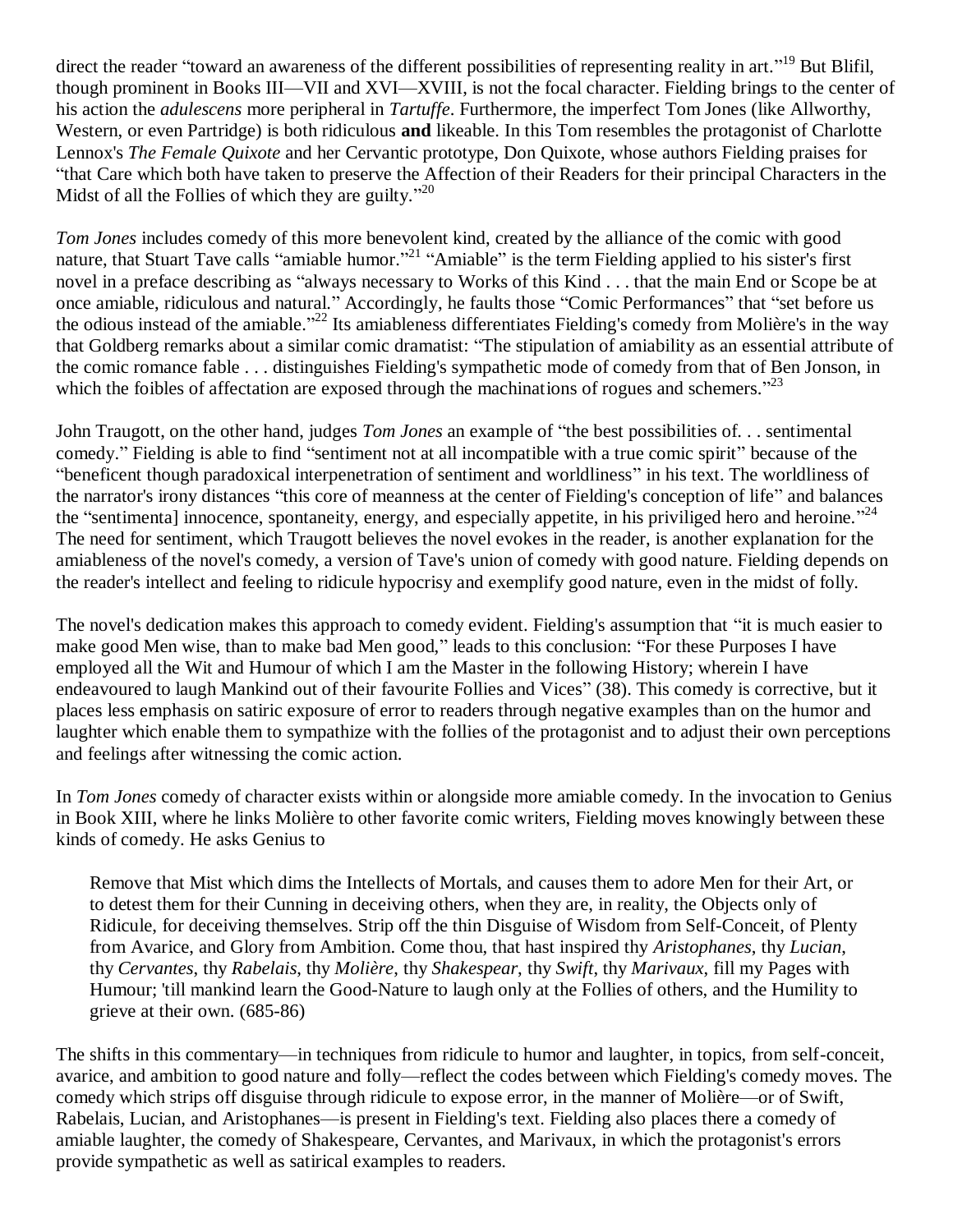direct the reader "toward an awareness of the different possibilities of representing reality in art."[19] But Blifil, though prominent in Books III—VII and XVI—XVIII, is not the focal character. Fielding brings to the center of his action the *adulescens* more peripheral in *Tartuffe*. Furthermore, the imperfect Tom Jones (like Allworthy, Western, or even Partridge) is both ridiculous **and** likeable. In this Tom resembles the protagonist of Charlotte Lennox's *The Female Quixote* and her Cervantic prototype, Don Quixote, whose authors Fielding praises for "that Care which both have taken to preserve the Affection of their Readers for their principal Characters in the Midst of all the Follies of which they are guilty."[20]

*Tom Jones* includes comedy of this more benevolent kind, created by the alliance of the comic with good nature, that Stuart Tave calls "amiable humor."[21] "Amiable" is the term Fielding applied to his sister's first novel in a preface describing as "always necessary to Works of this Kind . . . that the main End or Scope be at once amiable, ridiculous and natural." Accordingly, he faults those "Comic Performances" that "set before us the odious instead of the amiable."[22] Its amiableness differentiates Fielding's comedy from Molière's in the way that Goldberg remarks about a similar comic dramatist: "The stipulation of amiability as an essential attribute of the comic romance fable . . . distinguishes Fielding's sympathetic mode of comedy from that of Ben Jonson, in which the foibles of affectation are exposed through the machinations of rogues and schemers."[23]

John Traugott, on the other hand, judges *Tom Jones* an example of "the best possibilities of. . . sentimental comedy." Fielding is able to find "sentiment not at all incompatible with a true comic spirit" because of the "beneficent though paradoxical interpenetration of sentiment and worldliness" in his text. The worldliness of the narrator's irony distances "this core of meanness at the center of Fielding's conception of life" and balances the "sentimenta] innocence, spontaneity, energy, and especially appetite, in his priviliged hero and heroine."[24] The need for sentiment, which Traugott believes the novel evokes in the reader, is another explanation for the amiableness of the novel's comedy, a version of Tave's union of comedy with good nature. Fielding depends on the reader's intellect and feeling to ridicule hypocrisy and exemplify good nature, even in the midst of folly.

The novel's dedication makes this approach to comedy evident. Fielding's assumption that "it is much easier to make good Men wise, than to make bad Men good," leads to this conclusion: "For these Purposes I have employed all the Wit and Humour of which I am the Master in the following History; wherein I have endeavoured to laugh Mankind out of their favourite Follies and Vices" (38). This comedy is corrective, but it places less emphasis on satiric exposure of error to readers through negative examples than on the humor and laughter which enable them to sympathize with the follies of the protagonist and to adjust their own perceptions and feelings after witnessing the comic action.

In *Tom Jones* comedy of character exists within or alongside more amiable comedy. In the invocation to Genius in Book XIII, where he links Molière to other favorite comic writers, Fielding moves knowingly between these kinds of comedy. He asks Genius to

> Remove that Mist which dims the Intellects of Mortals, and causes them to adore Men for their Art, or to detest them for their Cunning in deceiving others, when they are, in reality, the Objects only of Ridicule, for deceiving themselves. Strip off the thin Disguise of Wisdom from Self-Conceit, of Plenty from Avarice, and Glory from Ambition. Come thou, that hast inspired thy *Aristophanes*, thy *Lucian*, thy *Cervantes*, thy *Rabelais*, thy *Molière*, thy *Shakespear*, thy *Swift*, thy *Marivaux*, fill my Pages with Humour; 'till mankind learn the Good-Nature to laugh only at the Follies of others, and the Humility to grieve at their own. (685-86)

The shifts in this commentary—in techniques from ridicule to humor and laughter, in topics, from self-conceit, avarice, and ambition to good nature and folly—reflect the codes between which Fielding's comedy moves. The comedy which strips off disguise through ridicule to expose error, in the manner of Molière—or of Swift, Rabelais, Lucian, and Aristophanes—is present in Fielding's text. Fielding also places there a comedy of amiable laughter, the comedy of Shakespeare, Cervantes, and Marivaux, in which the protagonist's errors provide sympathetic as well as satirical examples to readers.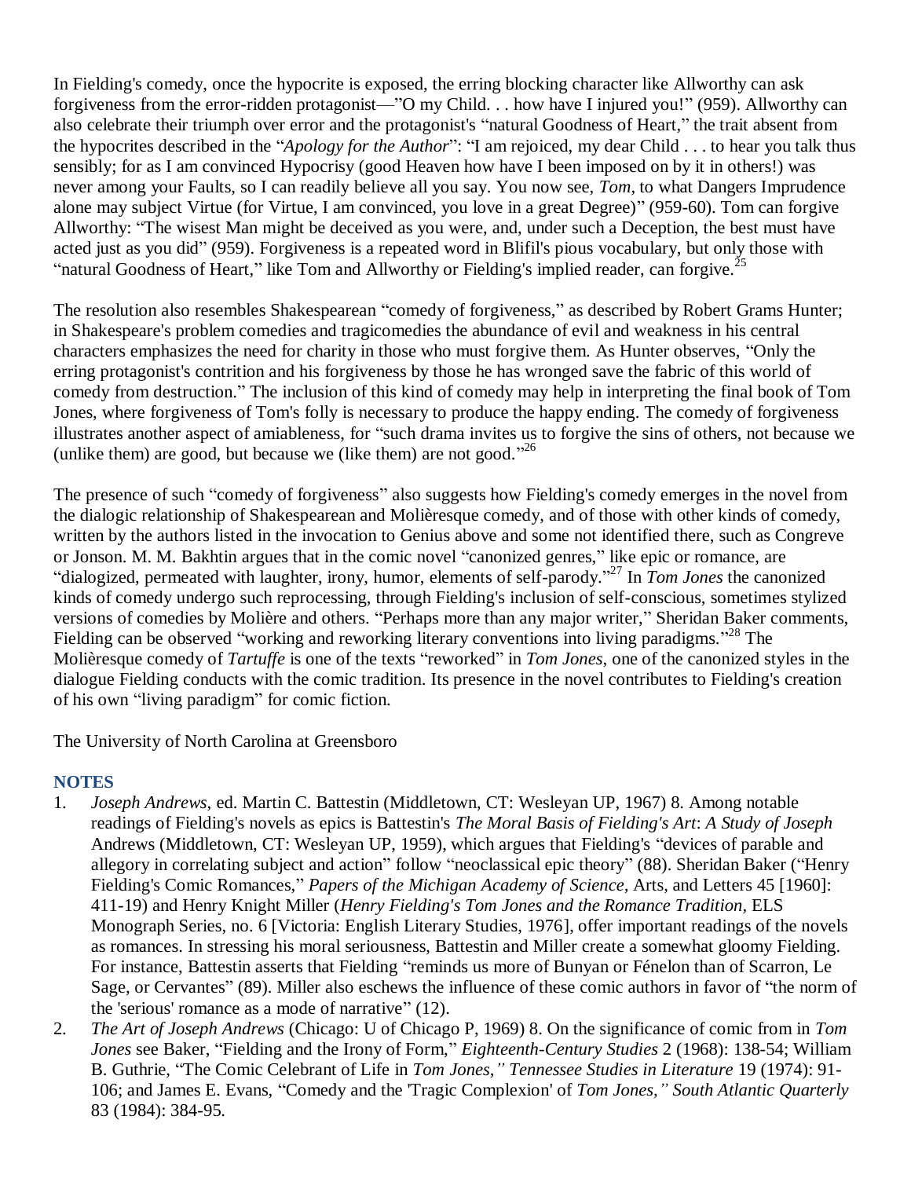In Fielding's comedy, once the hypocrite is exposed, the erring blocking character like Allworthy can ask forgiveness from the error-ridden protagonist—"O my Child. . . how have I injured you!" (959). Allworthy can also celebrate their triumph over error and the protagonist's "natural Goodness of Heart," the trait absent from the hypocrites described in the "*Apology for the Author*": "I am rejoiced, my dear Child . . . to hear you talk thus sensibly; for as I am convinced Hypocrisy (good Heaven how have I been imposed on by it in others!) was never among your Faults, so I can readily believe all you say. You now see, *Tom*, to what Dangers Imprudence alone may subject Virtue (for Virtue, I am convinced, you love in a great Degree)" (959-60). Tom can forgive Allworthy: "The wisest Man might be deceived as you were, and, under such a Deception, the best must have acted just as you did" (959). Forgiveness is a repeated word in Blifil's pious vocabulary, but only those with "natural Goodness of Heart," like Tom and Allworthy or Fielding's implied reader, can forgive.[25]

The resolution also resembles Shakespearean "comedy of forgiveness," as described by Robert Grams Hunter; in Shakespeare's problem comedies and tragicomedies the abundance of evil and weakness in his central characters emphasizes the need for charity in those who must forgive them. As Hunter observes, "Only the erring protagonist's contrition and his forgiveness by those he has wronged save the fabric of this world of comedy from destruction." The inclusion of this kind of comedy may help in interpreting the final book of Tom Jones, where forgiveness of Tom's folly is necessary to produce the happy ending. The comedy of forgiveness illustrates another aspect of amiableness, for "such drama invites us to forgive the sins of others, not because we (unlike them) are good, but because we (like them) are not good."[26]

The presence of such "comedy of forgiveness" also suggests how Fielding's comedy emerges in the novel from the dialogic relationship of Shakespearean and Molièresque comedy, and of those with other kinds of comedy, written by the authors listed in the invocation to Genius above and some not identified there, such as Congreve or Jonson. M. M. Bakhtin argues that in the comic novel "canonized genres," like epic or romance, are "dialogized, permeated with laughter, irony, humor, elements of self-parody."[27] In *Tom Jones* the canonized kinds of comedy undergo such reprocessing, through Fielding's inclusion of self-conscious, sometimes stylized versions of comedies by Molière and others. "Perhaps more than any major writer," Sheridan Baker comments, Fielding can be observed "working and reworking literary conventions into living paradigms."[28] The Molièresque comedy of *Tartuffe* is one of the texts "reworked" in *Tom Jones*, one of the canonized styles in the dialogue Fielding conducts with the comic tradition. Its presence in the novel contributes to Fielding's creation of his own "living paradigm" for comic fiction.

The University of North Carolina at Greensboro

## NOTES

1. *Joseph Andrews*, ed. Martin C. Battestin (Middletown, CT: Wesleyan UP, 1967) 8. Among notable readings of Fielding's novels as epics is Battestin's *The Moral Basis of Fielding's Art*: *A Study of Joseph* Andrews (Middletown, CT: Wesleyan UP, 1959), which argues that Fielding's "devices of parable and allegory in correlating subject and action" follow "neoclassical epic theory" (88). Sheridan Baker ("Henry Fielding's Comic Romances," *Papers of the Michigan Academy of Science*, Arts, and Letters 45 [1960]: 411-19) and Henry Knight Miller (*Henry Fielding's Tom Jones and the Romance Tradition*, ELS Monograph Series, no. 6 [Victoria: English Literary Studies, 1976], offer important readings of the novels as romances. In stressing his moral seriousness, Battestin and Miller create a somewhat gloomy Fielding. For instance, Battestin asserts that Fielding "reminds us more of Bunyan or Fénelon than of Scarron, Le Sage, or Cervantes" (89). Miller also eschews the influence of these comic authors in favor of "the norm of the 'serious' romance as a mode of narrative" (12).
2. *The Art of Joseph Andrews* (Chicago: U of Chicago P, 1969) 8. On the significance of comic from in *Tom Jones* see Baker, "Fielding and the Irony of Form," *Eighteenth-Century Studies* 2 (1968): 138-54; William B. Guthrie, "The Comic Celebrant of Life in *Tom Jones," Tennessee Studies in Literature* 19 (1974): 91-106; and James E. Evans, "Comedy and the 'Tragic Complexion' of *Tom Jones," South Atlantic Quarterly* 83 (1984): 384-95.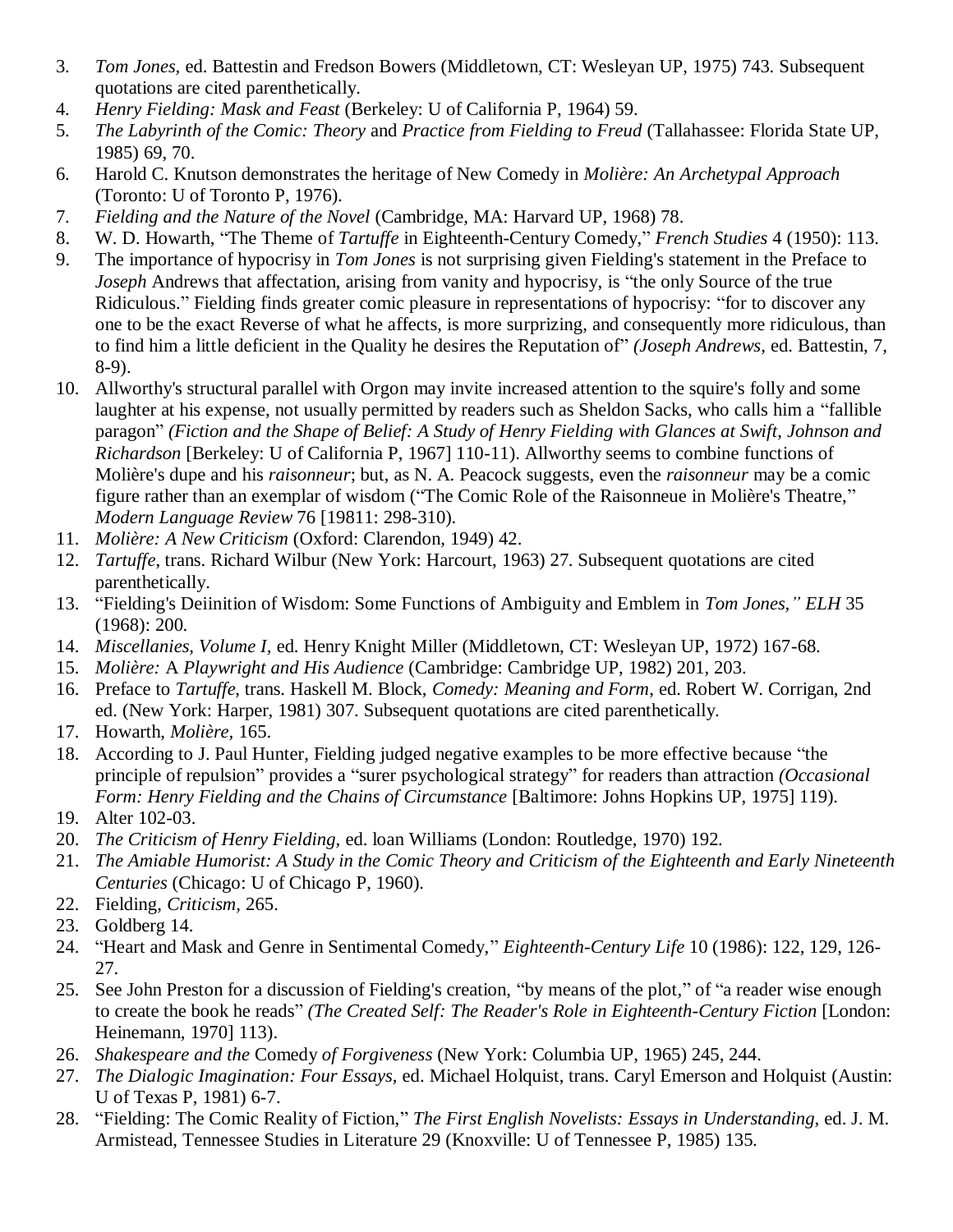3. *Tom Jones,* ed. Battestin and Fredson Bowers (Middletown, CT: Wesleyan UP, 1975) 743. Subsequent quotations are cited parenthetically.
4. *Henry Fielding: Mask and Feast* (Berkeley: U of California P, 1964) 59.
5. *The Labyrinth of the Comic: Theory* and *Practice from Fielding to Freud* (Tallahassee: Florida State UP, 1985) 69, 70.
6. Harold C. Knutson demonstrates the heritage of New Comedy in *Molière: An Archetypal Approach* (Toronto: U of Toronto P, 1976).
7. *Fielding and the Nature of the Novel* (Cambridge, MA: Harvard UP, 1968) 78.
8. W. D. Howarth, "The Theme of *Tartuffe* in Eighteenth-Century Comedy," *French Studies* 4 (1950): 113.
9. The importance of hypocrisy in *Tom Jones* is not surprising given Fielding's statement in the Preface to *Joseph* Andrews that affectation, arising from vanity and hypocrisy, is "the only Source of the true Ridiculous." Fielding finds greater comic pleasure in representations of hypocrisy: "for to discover any one to be the exact Reverse of what he affects, is more surprizing, and consequently more ridiculous, than to find him a little deficient in the Quality he desires the Reputation of" *(Joseph Andrews*, ed. Battestin, 7, 8-9).
10. Allworthy's structural parallel with Orgon may invite increased attention to the squire's folly and some laughter at his expense, not usually permitted by readers such as Sheldon Sacks, who calls him a "fallible paragon" *(Fiction and the Shape of Belief: A Study of Henry Fielding with Glances at Swift, Johnson and Richardson* [Berkeley: U of California P, 1967] 110-11). Allworthy seems to combine functions of Molière's dupe and his *raisonneur*; but, as N. A. Peacock suggests, even the *raisonneur* may be a comic figure rather than an exemplar of wisdom ("The Comic Role of the Raisonneue in Molière's Theatre," *Modern Language Review* 76 [19811: 298-310).
11. *Molière: A New Criticism* (Oxford: Clarendon, 1949) 42.
12. *Tartuffe*, trans. Richard Wilbur (New York: Harcourt, 1963) 27. Subsequent quotations are cited parenthetically.
13. "Fielding's Deiinition of Wisdom: Some Functions of Ambiguity and Emblem in *Tom Jones," ELH* 35 (1968): 200.
14. *Miscellanies, Volume I*, ed. Henry Knight Miller (Middletown, CT: Wesleyan UP, 1972) 167-68.
15. *Molière:* A *Playwright and His Audience* (Cambridge: Cambridge UP, 1982) 201, 203.
16. Preface to *Tartuffe*, trans. Haskell M. Block, *Comedy: Meaning and Form*, ed. Robert W. Corrigan, 2nd ed. (New York: Harper, 1981) 307. Subsequent quotations are cited parenthetically.
17. Howarth, *Molière*, 165.
18. According to J. Paul Hunter, Fielding judged negative examples to be more effective because "the principle of repulsion" provides a "surer psychological strategy" for readers than attraction *(Occasional Form: Henry Fielding and the Chains of Circumstance* [Baltimore: Johns Hopkins UP, 1975] 119).
19. Alter 102-03.
20. *The Criticism of Henry Fielding,* ed. loan Williams (London: Routledge, 1970) 192.
21. *The Amiable Humorist: A Study in the Comic Theory and Criticism of the Eighteenth and Early Nineteenth Centuries* (Chicago: U of Chicago P, 1960).
22. Fielding, *Criticism,* 265.
23. Goldberg 14.
24. "Heart and Mask and Genre in Sentimental Comedy," *Eighteenth-Century Life* 10 (1986): 122, 129, 126-27.
25. See John Preston for a discussion of Fielding's creation, "by means of the plot," of "a reader wise enough to create the book he reads" *(The Created Self: The Reader's Role in Eighteenth-Century Fiction* [London: Heinemann, 1970] 113).
26. *Shakespeare and the* Comedy *of Forgiveness* (New York: Columbia UP, 1965) 245, 244.
27. *The Dialogic Imagination: Four Essays,* ed. Michael Holquist, trans. Caryl Emerson and Holquist (Austin: U of Texas P, 1981) 6-7.
28. "Fielding: The Comic Reality of Fiction," *The First English Novelists: Essays in Understanding,* ed. J. M. Armistead, Tennessee Studies in Literature 29 (Knoxville: U of Tennessee P, 1985) 135.